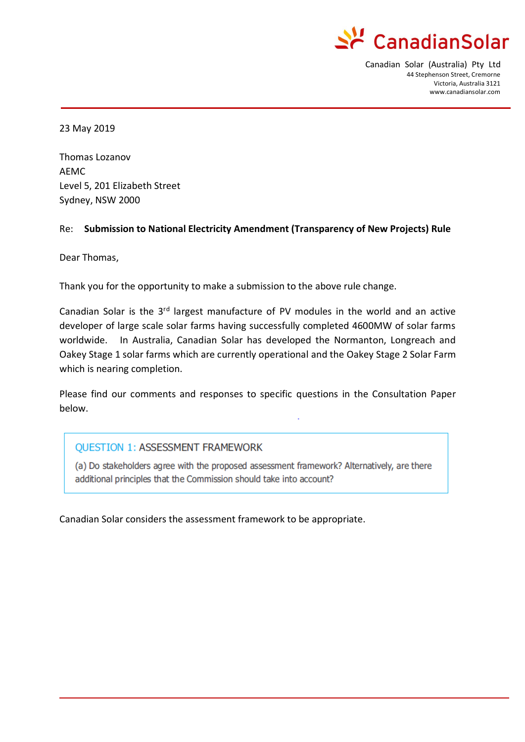CanadianSolar

Canadian Solar (Australia) Pty Ltd
44 Stephenson Street, Cremorne
Victoria, Australia 3121
www.canadiansolar.com

23 May 2019

Thomas Lozanov
AEMC
Level 5, 201 Elizabeth Street
Sydney, NSW 2000

Re: **Submission to National Electricity Amendment (Transparency of New Projects) Rule**

Dear Thomas,

Thank you for the opportunity to make a submission to the above rule change.

Canadian Solar is the 3rd largest manufacture of PV modules in the world and an active developer of large scale solar farms having successfully completed 4600MW of solar farms worldwide. In Australia, Canadian Solar has developed the Normanton, Longreach and Oakey Stage 1 solar farms which are currently operational and the Oakey Stage 2 Solar Farm which is nearing completion.

Please find our comments and responses to specific questions in the Consultation Paper below.

> **QUESTION 1: ASSESSMENT FRAMEWORK**
>
> (a) Do stakeholders agree with the proposed assessment framework? Alternatively, are there additional principles that the Commission should take into account?

Canadian Solar considers the assessment framework to be appropriate.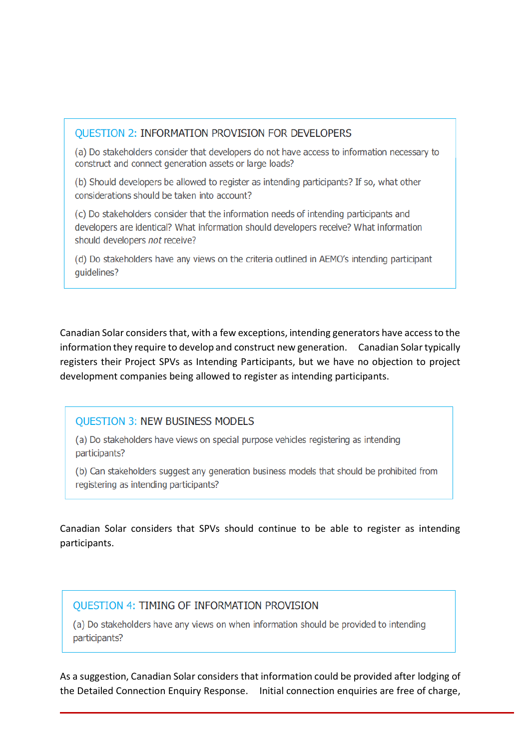### QUESTION 2: INFORMATION PROVISION FOR DEVELOPERS

(a) Do stakeholders consider that developers do not have access to information necessary to construct and connect generation assets or large loads?

(b) Should developers be allowed to register as intending participants? If so, what other considerations should be taken into account?

(c) Do stakeholders consider that the information needs of intending participants and developers are identical? What information should developers receive? What information should developers *not* receive?

(d) Do stakeholders have any views on the criteria outlined in AEMO's intending participant guidelines?

Canadian Solar considers that, with a few exceptions, intending generators have access to the information they require to develop and construct new generation. Canadian Solar typically registers their Project SPVs as Intending Participants, but we have no objection to project development companies being allowed to register as intending participants.

### QUESTION 3: NEW BUSINESS MODELS

(a) Do stakeholders have views on special purpose vehicles registering as intending participants?

(b) Can stakeholders suggest any generation business models that should be prohibited from registering as intending participants?

Canadian Solar considers that SPVs should continue to be able to register as intending participants.

### QUESTION 4: TIMING OF INFORMATION PROVISION

(a) Do stakeholders have any views on when information should be provided to intending participants?

As a suggestion, Canadian Solar considers that information could be provided after lodging of the Detailed Connection Enquiry Response. Initial connection enquiries are free of charge,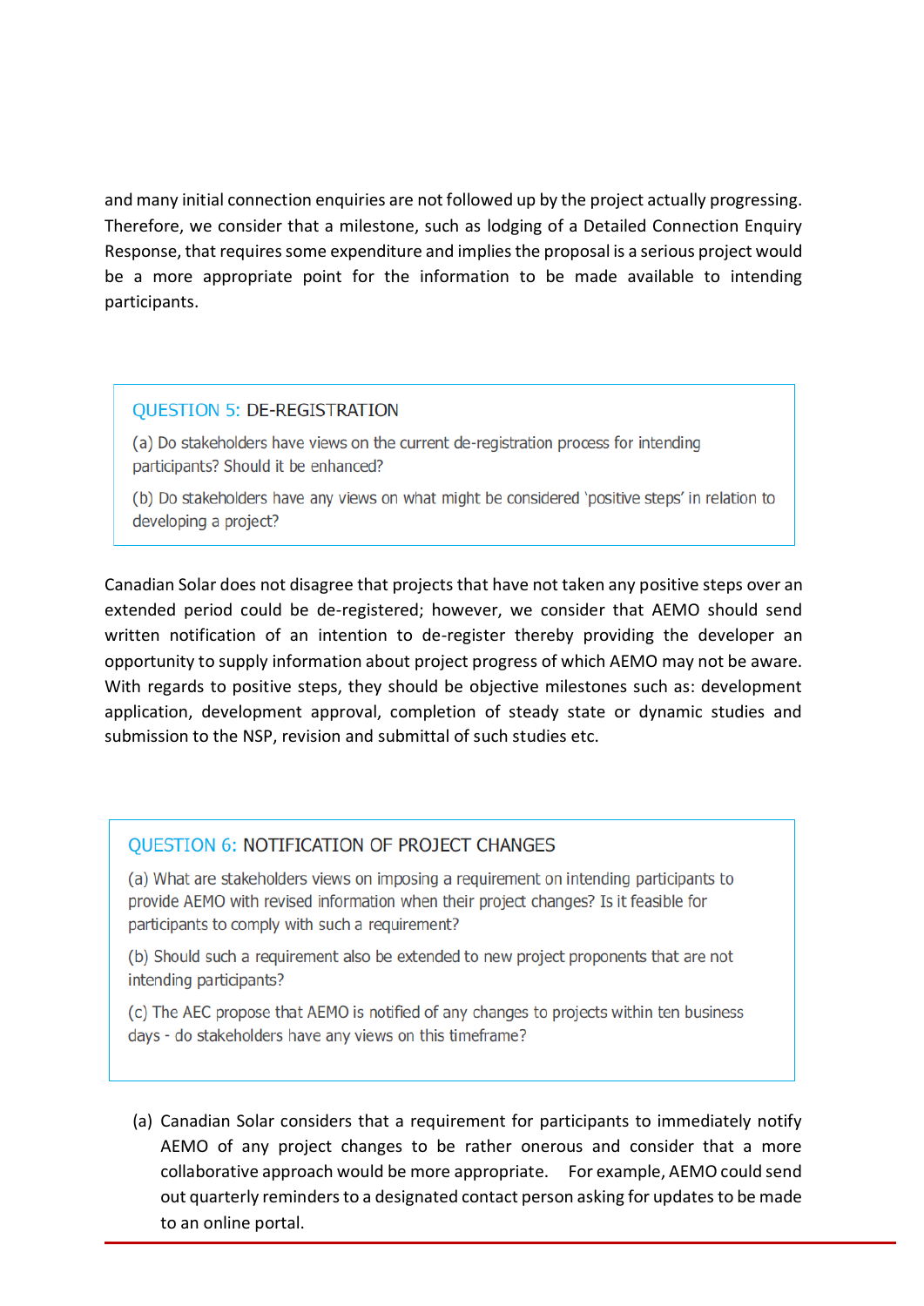and many initial connection enquiries are not followed up by the project actually progressing. Therefore, we consider that a milestone, such as lodging of a Detailed Connection Enquiry Response, that requires some expenditure and implies the proposal is a serious project would be a more appropriate point for the information to be made available to intending participants.

### QUESTION 5: DE-REGISTRATION

(a) Do stakeholders have views on the current de-registration process for intending participants? Should it be enhanced?

(b) Do stakeholders have any views on what might be considered 'positive steps' in relation to developing a project?

Canadian Solar does not disagree that projects that have not taken any positive steps over an extended period could be de-registered; however, we consider that AEMO should send written notification of an intention to de-register thereby providing the developer an opportunity to supply information about project progress of which AEMO may not be aware. With regards to positive steps, they should be objective milestones such as: development application, development approval, completion of steady state or dynamic studies and submission to the NSP, revision and submittal of such studies etc.

### QUESTION 6: NOTIFICATION OF PROJECT CHANGES

(a) What are stakeholders views on imposing a requirement on intending participants to provide AEMO with revised information when their project changes? Is it feasible for participants to comply with such a requirement?

(b) Should such a requirement also be extended to new project proponents that are not intending participants?

(c) The AEC propose that AEMO is notified of any changes to projects within ten business days - do stakeholders have any views on this timeframe?

(a) Canadian Solar considers that a requirement for participants to immediately notify AEMO of any project changes to be rather onerous and consider that a more collaborative approach would be more appropriate. For example, AEMO could send out quarterly reminders to a designated contact person asking for updates to be made to an online portal.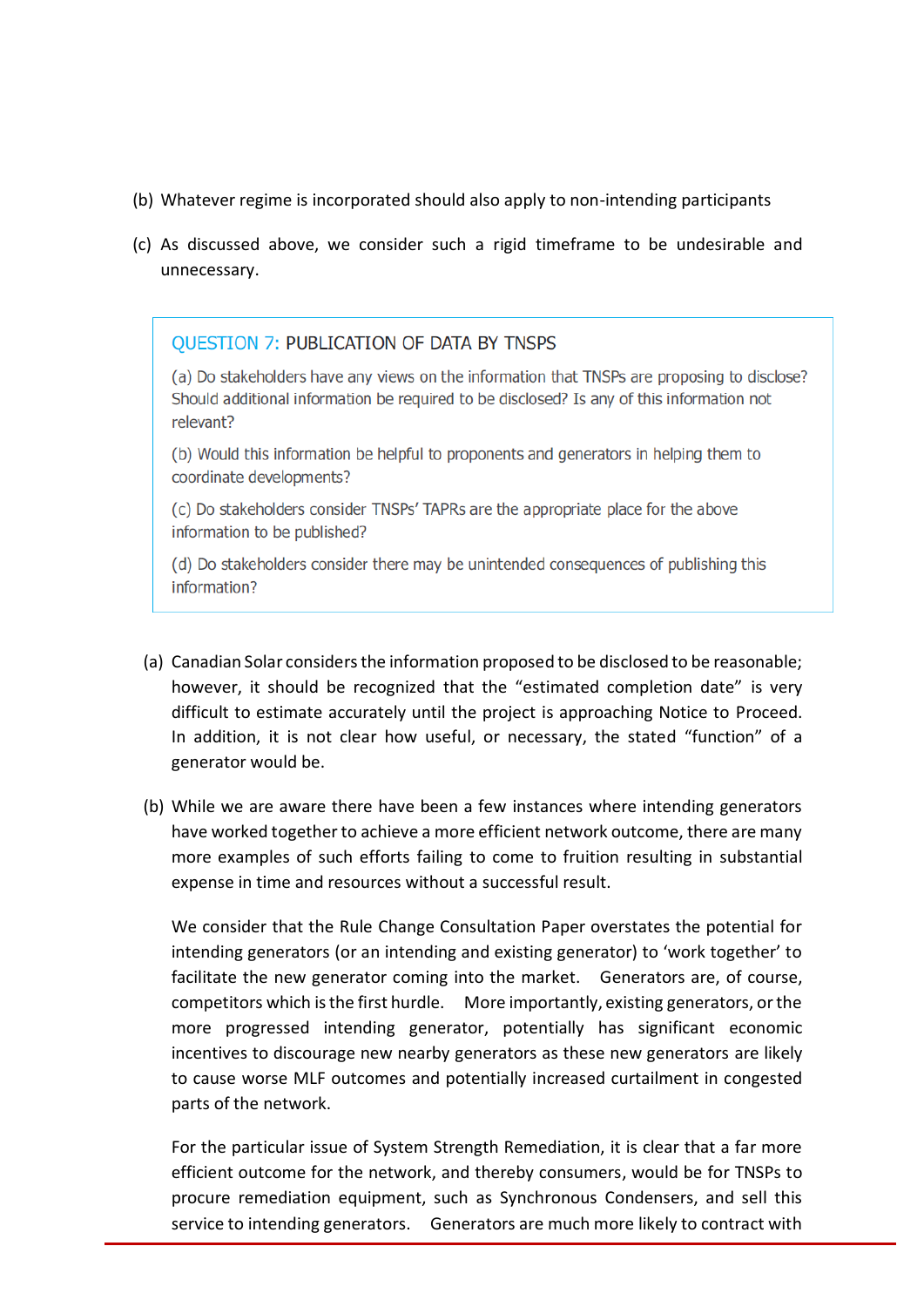(b) Whatever regime is incorporated should also apply to non-intending participants

(c) As discussed above, we consider such a rigid timeframe to be undesirable and unnecessary.

> **QUESTION 7: PUBLICATION OF DATA BY TNSPS**
>
> (a) Do stakeholders have any views on the information that TNSPs are proposing to disclose? Should additional information be required to be disclosed? Is any of this information not relevant?
>
> (b) Would this information be helpful to proponents and generators in helping them to coordinate developments?
>
> (c) Do stakeholders consider TNSPs' TAPRs are the appropriate place for the above information to be published?
>
> (d) Do stakeholders consider there may be unintended consequences of publishing this information?

(a) Canadian Solar considers the information proposed to be disclosed to be reasonable; however, it should be recognized that the "estimated completion date" is very difficult to estimate accurately until the project is approaching Notice to Proceed. In addition, it is not clear how useful, or necessary, the stated "function" of a generator would be.

(b) While we are aware there have been a few instances where intending generators have worked together to achieve a more efficient network outcome, there are many more examples of such efforts failing to come to fruition resulting in substantial expense in time and resources without a successful result.

We consider that the Rule Change Consultation Paper overstates the potential for intending generators (or an intending and existing generator) to 'work together' to facilitate the new generator coming into the market. Generators are, of course, competitors which is the first hurdle. More importantly, existing generators, or the more progressed intending generator, potentially has significant economic incentives to discourage new nearby generators as these new generators are likely to cause worse MLF outcomes and potentially increased curtailment in congested parts of the network.

For the particular issue of System Strength Remediation, it is clear that a far more efficient outcome for the network, and thereby consumers, would be for TNSPs to procure remediation equipment, such as Synchronous Condensers, and sell this service to intending generators. Generators are much more likely to contract with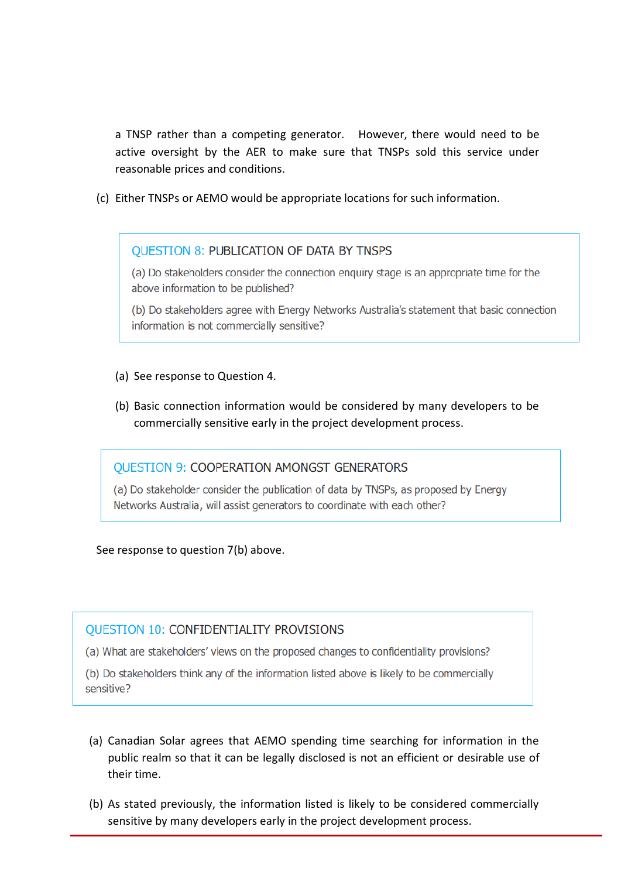a TNSP rather than a competing generator. However, there would need to be active oversight by the AER to make sure that TNSPs sold this service under reasonable prices and conditions.

(c) Either TNSPs or AEMO would be appropriate locations for such information.

> **QUESTION 8: PUBLICATION OF DATA BY TNSPS**
>
> (a) Do stakeholders consider the connection enquiry stage is an appropriate time for the above information to be published?
>
> (b) Do stakeholders agree with Energy Networks Australia's statement that basic connection information is not commercially sensitive?

(a) See response to Question 4.

(b) Basic connection information would be considered by many developers to be commercially sensitive early in the project development process.

> **QUESTION 9: COOPERATION AMONGST GENERATORS**
>
> (a) Do stakeholder consider the publication of data by TNSPs, as proposed by Energy Networks Australia, will assist generators to coordinate with each other?

See response to question 7(b) above.

> **QUESTION 10: CONFIDENTIALITY PROVISIONS**
>
> (a) What are stakeholders' views on the proposed changes to confidentiality provisions?
>
> (b) Do stakeholders think any of the information listed above is likely to be commercially sensitive?

(a) Canadian Solar agrees that AEMO spending time searching for information in the public realm so that it can be legally disclosed is not an efficient or desirable use of their time.

(b) As stated previously, the information listed is likely to be considered commercially sensitive by many developers early in the project development process.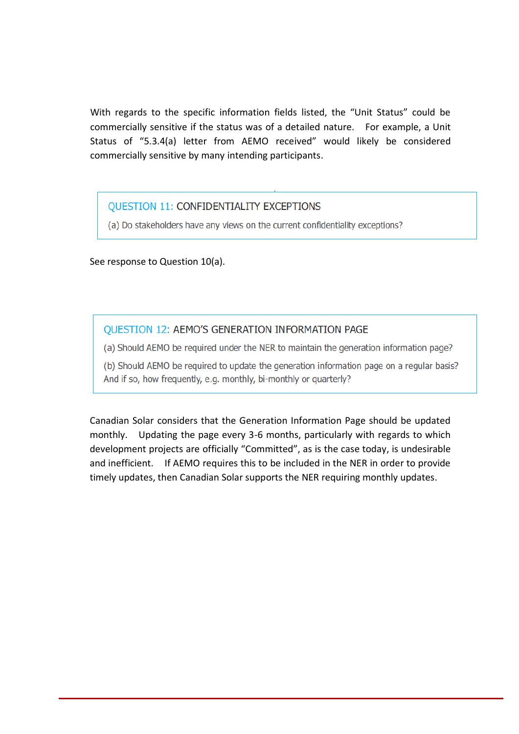With regards to the specific information fields listed, the "Unit Status" could be commercially sensitive if the status was of a detailed nature. For example, a Unit Status of "5.3.4(a) letter from AEMO received" would likely be considered commercially sensitive by many intending participants.

> **QUESTION 11: CONFIDENTIALITY EXCEPTIONS**
>
> (a) Do stakeholders have any views on the current confidentiality exceptions?

See response to Question 10(a).

> **QUESTION 12: AEMO'S GENERATION INFORMATION PAGE**
>
> (a) Should AEMO be required under the NER to maintain the generation information page?
>
> (b) Should AEMO be required to update the generation information page on a regular basis? And if so, how frequently, e.g. monthly, bi-monthly or quarterly?

Canadian Solar considers that the Generation Information Page should be updated monthly. Updating the page every 3-6 months, particularly with regards to which development projects are officially "Committed", as is the case today, is undesirable and inefficient. If AEMO requires this to be included in the NER in order to provide timely updates, then Canadian Solar supports the NER requiring monthly updates.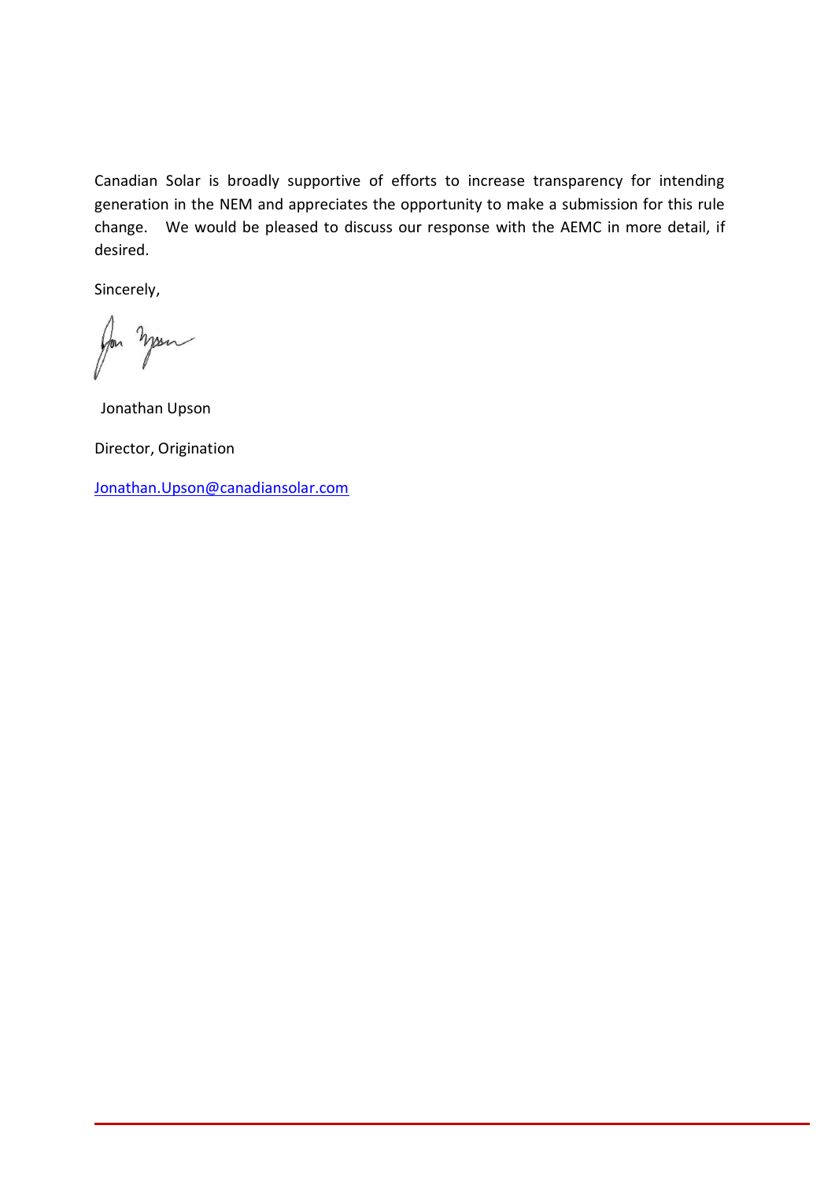Canadian Solar is broadly supportive of efforts to increase transparency for intending generation in the NEM and appreciates the opportunity to make a submission for this rule change. We would be pleased to discuss our response with the AEMC in more detail, if desired.

Sincerely,

Jonathan Upson

Director, Origination

Jonathan.Upson@canadiansolar.com